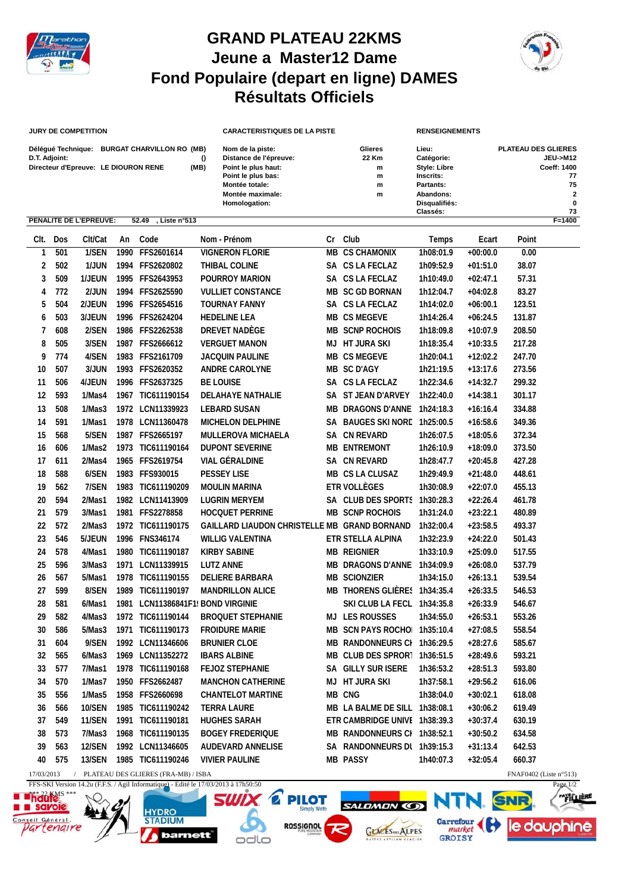# GRAND PLATEAU 22KMS
# Jeune a Master12 Dame
# Fond Populaire (depart en ligne) DAMES
# Résultats Officiels

**JURY DE COMPETITION**

Délégué Technique: BURGAT CHARVILLON RO (MB)
D.T. Adjoint: ()
Directeur d'Epreuve: LE DIOURON RENE (MB)

**CARACTERISTIQUES DE LA PISTE**

Nom de la piste: Glieres
Distance de l'épreuve: 22 Km
Point le plus haut: m
Point le plus bas: m
Montée totale: m
Montée maximale: m
Homologation:

**RENSEIGNEMENTS**

Lieu: PLATEAU DES GLIERES
Catégorie: JEU->M12
Style: Libre
Coeff: 1400
Inscrits: 77
Partants: 75
Abandons: 2
Disqualifiés: 0
Classés: 73

PENALITE DE L'EPREUVE: 52.49 , Liste n°513 F=1400

| Clt. | Dos | Clt/Cat | An | Code | Nom - Prénom | Cr | Club | Temps | Ecart | Point |
|---|---|---|---|---|---|---|---|---|---|---|
| 1 | 501 | 1/SEN | 1990 | FFS2601614 | VIGNERON FLORIE | MB | CS CHAMONIX | 1h08:01.9 | +00:00.0 | 0.00 |
| 2 | 502 | 1/JUN | 1994 | FFS2620802 | THIBAL COLINE | SA | CS LA FECLAZ | 1h09:52.9 | +01:51.0 | 38.07 |
| 3 | 509 | 1/JEUN | 1995 | FFS2643953 | POURROY MARION | SA | CS LA FECLAZ | 1h10:49.0 | +02:47.1 | 57.31 |
| 4 | 772 | 2/JUN | 1994 | FFS2625590 | VULLIET CONSTANCE | MB | SC GD BORNAN | 1h12:04.7 | +04:02.8 | 83.27 |
| 5 | 504 | 2/JEUN | 1996 | FFS2654516 | TOURNAY FANNY | SA | CS LA FECLAZ | 1h14:02.0 | +06:00.1 | 123.51 |
| 6 | 503 | 3/JEUN | 1996 | FFS2624204 | HEDELINE LEA | MB | CS MEGEVE | 1h14:26.4 | +06:24.5 | 131.87 |
| 7 | 608 | 2/SEN | 1986 | FFS2262538 | DREVET NADÈGE | MB | SCNP ROCHOIS | 1h18:09.8 | +10:07.9 | 208.50 |
| 8 | 505 | 3/SEN | 1987 | FFS2666612 | VERGUET MANON | MJ | HT JURA SKI | 1h18:35.4 | +10:33.5 | 217.28 |
| 9 | 774 | 4/SEN | 1983 | FFS2161709 | JACQUIN PAULINE | MB | CS MEGEVE | 1h20:04.1 | +12:02.2 | 247.70 |
| 10 | 507 | 3/JUN | 1993 | FFS2620352 | ANDRE CAROLYNE | MB | SC D'AGY | 1h21:19.5 | +13:17.6 | 273.56 |
| 11 | 506 | 4/JEUN | 1996 | FFS2637325 | BE LOUISE | SA | CS LA FECLAZ | 1h22:34.6 | +14:32.7 | 299.32 |
| 12 | 593 | 1/Mas4 | 1967 | TIC611190154 | DELAHAYE NATHALIE | SA | ST JEAN D'ARVEY | 1h22:40.0 | +14:38.1 | 301.17 |
| 13 | 508 | 1/Mas3 | 1972 | LCN11339923 | LEBARD SUSAN | MB | DRAGONS D'ANNE | 1h24:18.3 | +16:16.4 | 334.88 |
| 14 | 591 | 1/Mas1 | 1978 | LCN11360478 | MICHELON DELPHINE | SA | BAUGES SKI NORD | 1h25:00.5 | +16:58.6 | 349.36 |
| 15 | 568 | 5/SEN | 1987 | FFS2665197 | MULLEROVA MICHAELA | SA | CN REVARD | 1h26:07.5 | +18:05.6 | 372.34 |
| 16 | 606 | 1/Mas2 | 1973 | TIC611190164 | DUPONT SEVERINE | MB | ENTREMONT | 1h26:10.9 | +18:09.0 | 373.50 |
| 17 | 611 | 2/Mas4 | 1965 | FFS2619754 | VIAL GÉRALDINE | SA | CN REVARD | 1h28:47.7 | +20:45.8 | 427.28 |
| 18 | 588 | 6/SEN | 1983 | FFS930015 | PESSEY LISE | MB | CS LA CLUSAZ | 1h29:49.9 | +21:48.0 | 448.61 |
| 19 | 562 | 7/SEN | 1983 | TIC611190209 | MOULIN MARINA | ETR | VOLLÈGES | 1h30:08.9 | +22:07.0 | 455.13 |
| 20 | 594 | 2/Mas1 | 1982 | LCN11413909 | LUGRIN MERYEM | SA | CLUB DES SPORTS | 1h30:28.3 | +22:26.4 | 461.78 |
| 21 | 579 | 3/Mas1 | 1981 | FFS2278858 | HOCQUET PERRINE | MB | SCNP ROCHOIS | 1h31:24.0 | +23:22.1 | 480.89 |
| 22 | 572 | 2/Mas3 | 1972 | TIC611190175 | GAILLARD LIAUDON CHRISTELLE | MB | GRAND BORNAND | 1h32:00.4 | +23:58.5 | 493.37 |
| 23 | 546 | 5/JEUN | 1996 | FNS346174 | WILLIG VALENTINA | ETR | STELLA ALPINA | 1h32:23.9 | +24:22.0 | 501.43 |
| 24 | 578 | 4/Mas1 | 1980 | TIC611190187 | KIRBY SABINE | MB | REIGNIER | 1h33:10.9 | +25:09.0 | 517.55 |
| 25 | 596 | 3/Mas3 | 1971 | LCN11339915 | LUTZ ANNE | MB | DRAGONS D'ANNE | 1h34:09.9 | +26:08.0 | 537.79 |
| 26 | 567 | 5/Mas1 | 1978 | TIC611190155 | DELIERE BARBARA | MB | SCIONZIER | 1h34:15.0 | +26:13.1 | 539.54 |
| 27 | 599 | 8/SEN | 1989 | TIC611190197 | MANDRILLON ALICE | MB | THORENS GLIÈRES | 1h34:35.4 | +26:33.5 | 546.53 |
| 28 | 581 | 6/Mas1 | 1981 | LCN11386841F1 | BOND VIRGINIE | | SKI CLUB LA FECL | 1h34:35.8 | +26:33.9 | 546.67 |
| 29 | 582 | 4/Mas3 | 1972 | TIC611190144 | BROQUET STEPHANIE | MJ | LES ROUSSES | 1h34:55.0 | +26:53.1 | 553.26 |
| 30 | 586 | 5/Mas3 | 1971 | TIC611190173 | FROIDURE MARIE | MB | SCN PAYS ROCHO | 1h35:10.4 | +27:08.5 | 558.54 |
| 31 | 604 | 9/SEN | 1992 | LCN11346606 | BRUNIER CLOE | MB | RANDONNEURS CH | 1h36:29.5 | +28:27.6 | 585.67 |
| 32 | 565 | 6/Mas3 | 1969 | LCN11352272 | IBARS ALBINE | MB | CLUB DES SPRORT | 1h36:51.5 | +28:49.6 | 593.21 |
| 33 | 577 | 7/Mas1 | 1978 | TIC611190168 | FEJOZ STEPHANIE | SA | GILLY SUR ISERE | 1h36:53.2 | +28:51.3 | 593.80 |
| 34 | 570 | 1/Mas7 | 1950 | FFS2662487 | MANCHON CATHERINE | MJ | HT JURA SKI | 1h37:58.1 | +29:56.2 | 616.06 |
| 35 | 556 | 1/Mas5 | 1958 | FFS2660698 | CHANTELOT MARTINE | MB | CNG | 1h38:04.0 | +30:02.1 | 618.08 |
| 36 | 566 | 10/SEN | 1985 | TIC611190242 | TERRA LAURE | MB | LA BALME DE SILL | 1h38:08.1 | +30:06.2 | 619.49 |
| 37 | 549 | 11/SEN | 1991 | TIC611190181 | HUGHES SARAH | ETR | CAMBRIDGE UNIVE | 1h38:39.3 | +30:37.4 | 630.19 |
| 38 | 573 | 7/Mas3 | 1968 | TIC611190135 | BOGEY FREDERIQUE | MB | RANDONNEURS CH | 1h38:52.1 | +30:50.2 | 634.58 |
| 39 | 563 | 12/SEN | 1992 | LCN11346605 | AUDEVARD ANNELISE | SA | RANDONNEURS DU | 1h39:15.3 | +31:13.4 | 642.53 |
| 40 | 575 | 13/SEN | 1985 | TIC611190246 | VIVIER PAULINE | MB | PASSY | 1h40:07.3 | +32:05.4 | 660.37 |

17/03/2013 / PLATEAU DES GLIERES (FRA-MB) / ISBA FNAF0402 (Liste n°513)

FFS-SKI Version 14.2u (F.F.S. / Agil Informatique) - Edité le 17/03/2013 à 17h50:50

*** 22 KMS ***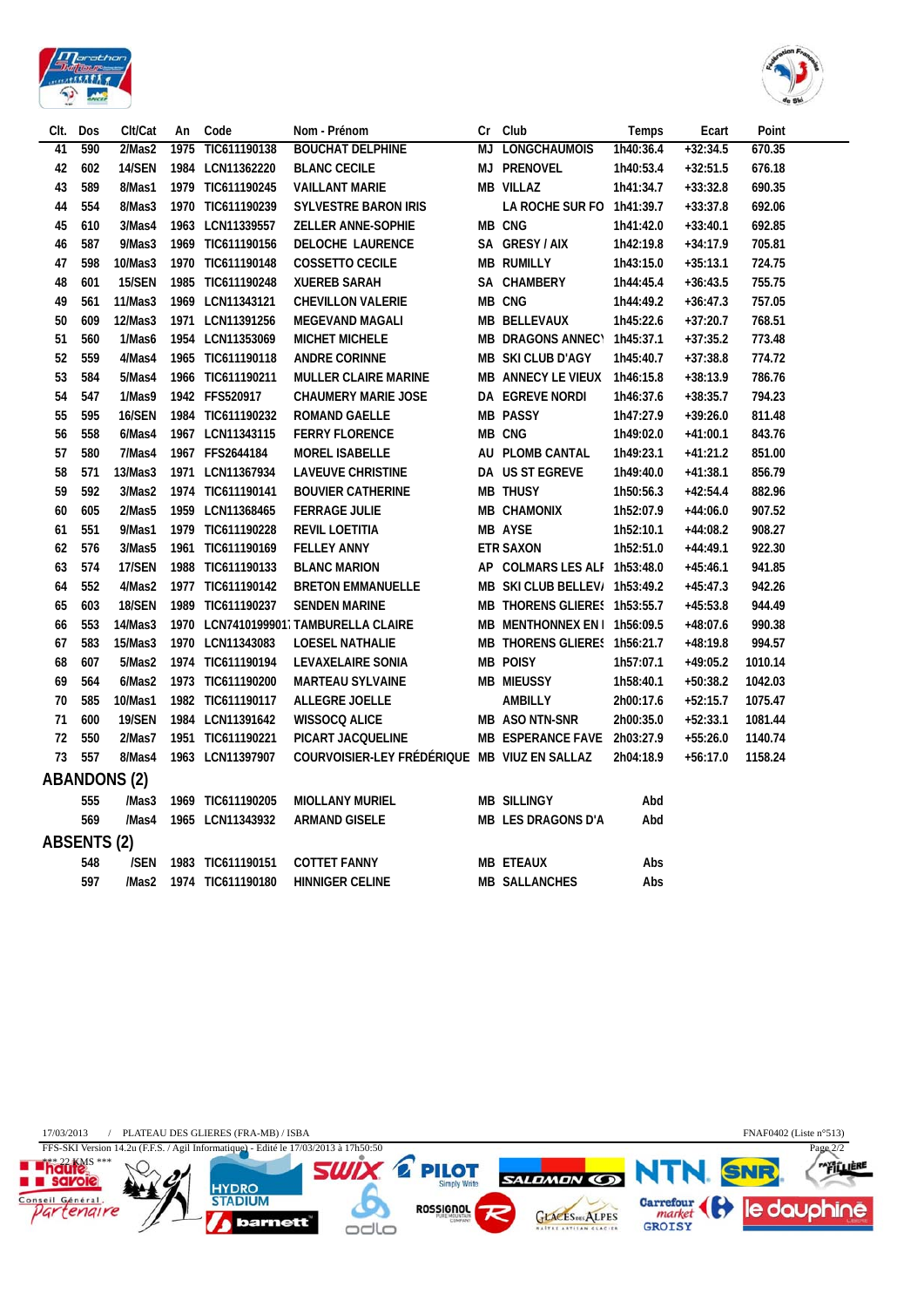| Clt. | Dos | Clt/Cat | An | Code | Nom - Prénom | Cr | Club | Temps | Ecart | Point |
|---|---|---|---|---|---|---|---|---|---|---|
| 41 | 590 | 2/Mas2 | 1975 | TIC611190138 | BOUCHAT DELPHINE | MJ | LONGCHAUMOIS | 1h40:36.4 | +32:34.5 | 670.35 |
| 42 | 602 | 14/SEN | 1984 | LCN11362220 | BLANC CECILE | MJ | PRENOVEL | 1h40:53.4 | +32:51.5 | 676.18 |
| 43 | 589 | 8/Mas1 | 1979 | TIC611190245 | VAILLANT MARIE | MB | VILLAZ | 1h41:34.7 | +33:32.8 | 690.35 |
| 44 | 554 | 8/Mas3 | 1970 | TIC611190239 | SYLVESTRE BARON IRIS | | LA ROCHE SUR FO | 1h41:39.7 | +33:37.8 | 692.06 |
| 45 | 610 | 3/Mas4 | 1963 | LCN11339557 | ZELLER ANNE-SOPHIE | MB | CNG | 1h41:42.0 | +33:40.1 | 692.85 |
| 46 | 587 | 9/Mas3 | 1969 | TIC611190156 | DELOCHE LAURENCE | SA | GRESY / AIX | 1h42:19.8 | +34:17.9 | 705.81 |
| 47 | 598 | 10/Mas3 | 1970 | TIC611190148 | COSSETTO CECILE | MB | RUMILLY | 1h43:15.0 | +35:13.1 | 724.75 |
| 48 | 601 | 15/SEN | 1985 | TIC611190248 | XUEREB SARAH | SA | CHAMBERY | 1h44:45.4 | +36:43.5 | 755.75 |
| 49 | 561 | 11/Mas3 | 1969 | LCN11343121 | CHEVILLON VALERIE | MB | CNG | 1h44:49.2 | +36:47.3 | 757.05 |
| 50 | 609 | 12/Mas3 | 1971 | LCN11391256 | MEGEVAND MAGALI | MB | BELLEVAUX | 1h45:22.6 | +37:20.7 | 768.51 |
| 51 | 560 | 1/Mas6 | 1954 | LCN11353069 | MICHET MICHELE | MB | DRAGONS ANNEC\ | 1h45:37.1 | +37:35.2 | 773.48 |
| 52 | 559 | 4/Mas4 | 1965 | TIC611190118 | ANDRE CORINNE | MB | SKI CLUB D'AGY | 1h45:40.7 | +37:38.8 | 774.72 |
| 53 | 584 | 5/Mas4 | 1966 | TIC611190211 | MULLER CLAIRE MARINE | MB | ANNECY LE VIEUX | 1h46:15.8 | +38:13.9 | 786.76 |
| 54 | 547 | 1/Mas9 | 1942 | FFS520917 | CHAUMERY MARIE JOSE | DA | EGREVE NORDI | 1h46:37.6 | +38:35.7 | 794.23 |
| 55 | 595 | 16/SEN | 1984 | TIC611190232 | ROMAND GAELLE | MB | PASSY | 1h47:27.9 | +39:26.0 | 811.48 |
| 56 | 558 | 6/Mas4 | 1967 | LCN11343115 | FERRY FLORENCE | MB | CNG | 1h49:02.0 | +41:00.1 | 843.76 |
| 57 | 580 | 7/Mas4 | 1967 | FFS2644184 | MOREL ISABELLE | AU | PLOMB CANTAL | 1h49:23.1 | +41:21.2 | 851.00 |
| 58 | 571 | 13/Mas3 | 1971 | LCN11367934 | LAVEUVE CHRISTINE | DA | US ST EGREVE | 1h49:40.0 | +41:38.1 | 856.79 |
| 59 | 592 | 3/Mas2 | 1974 | TIC611190141 | BOUVIER CATHERINE | MB | THUSY | 1h50:56.3 | +42:54.4 | 882.96 |
| 60 | 605 | 2/Mas5 | 1959 | LCN11368465 | FERRAGE JULIE | MB | CHAMONIX | 1h52:07.9 | +44:06.0 | 907.52 |
| 61 | 551 | 9/Mas1 | 1979 | TIC611190228 | REVIL LOETITIA | MB | AYSE | 1h52:10.1 | +44:08.2 | 908.27 |
| 62 | 576 | 3/Mas5 | 1961 | TIC611190169 | FELLEY ANNY | ETR | SAXON | 1h52:51.0 | +44:49.1 | 922.30 |
| 63 | 574 | 17/SEN | 1988 | TIC611190133 | BLANC MARION | AP | COLMARS LES ALI | 1h53:48.0 | +45:46.1 | 941.85 |
| 64 | 552 | 4/Mas2 | 1977 | TIC611190142 | BRETON EMMANUELLE | MB | SKI CLUB BELLEV/ | 1h53:49.2 | +45:47.3 | 942.26 |
| 65 | 603 | 18/SEN | 1989 | TIC611190237 | SENDEN MARINE | MB | THORENS GLIERES | 1h53:55.7 | +45:53.8 | 944.49 |
| 66 | 553 | 14/Mas3 | 1970 | LCN74101999017 | TAMBURELLA CLAIRE | MB | MENTHONNEX EN I | 1h56:09.5 | +48:07.6 | 990.38 |
| 67 | 583 | 15/Mas3 | 1970 | LCN11343083 | LOESEL NATHALIE | MB | THORENS GLIERES | 1h56:21.7 | +48:19.8 | 994.57 |
| 68 | 607 | 5/Mas2 | 1974 | TIC611190194 | LEVAXELAIRE SONIA | MB | POISY | 1h57:07.1 | +49:05.2 | 1010.14 |
| 69 | 564 | 6/Mas2 | 1973 | TIC611190200 | MARTEAU SYLVAINE | MB | MIEUSSY | 1h58:40.1 | +50:38.2 | 1042.03 |
| 70 | 585 | 10/Mas1 | 1982 | TIC611190117 | ALLEGRE JOELLE | | AMBILLY | 2h00:17.6 | +52:15.7 | 1075.47 |
| 71 | 600 | 19/SEN | 1984 | LCN11391642 | WISSOCQ ALICE | MB | ASO NTN-SNR | 2h00:35.0 | +52:33.1 | 1081.44 |
| 72 | 550 | 2/Mas7 | 1951 | TIC611190221 | PICART JACQUELINE | MB | ESPERANCE FAVE | 2h03:27.9 | +55:26.0 | 1140.74 |
| 73 | 557 | 8/Mas4 | 1963 | LCN11397907 | COURVOISIER-LEY FRÉDÉRIQUE | MB | VIUZ EN SALLAZ | 2h04:18.9 | +56:17.0 | 1158.24 |

## ABANDONS (2)

| Clt. | Dos | Clt/Cat | An | Code | Nom - Prénom | Cr | Club | Temps |
|---|---|---|---|---|---|---|---|---|
| | 555 | /Mas3 | 1969 | TIC611190205 | MIOLLANY MURIEL | MB | SILLINGY | Abd |
| | 569 | /Mas4 | 1965 | LCN11343932 | ARMAND GISELE | MB | LES DRAGONS D'A | Abd |

## ABSENTS (2)

| Clt. | Dos | Clt/Cat | An | Code | Nom - Prénom | Cr | Club | Temps |
|---|---|---|---|---|---|---|---|---|
| | 548 | /SEN | 1983 | TIC611190151 | COTTET FANNY | MB | ETEAUX | Abs |
| | 597 | /Mas2 | 1974 | TIC611190180 | HINNIGER CELINE | MB | SALLANCHES | Abs |

17/03/2013 / PLATEAU DES GLIERES (FRA-MB) / ISBA — FNAF0402 (Liste n°513)

FFS-SKI Version 14.2u (F.F.S. / Agil Informatique) - Edité le 17/03/2013 à 17h50:50

*** 22 KMS ***